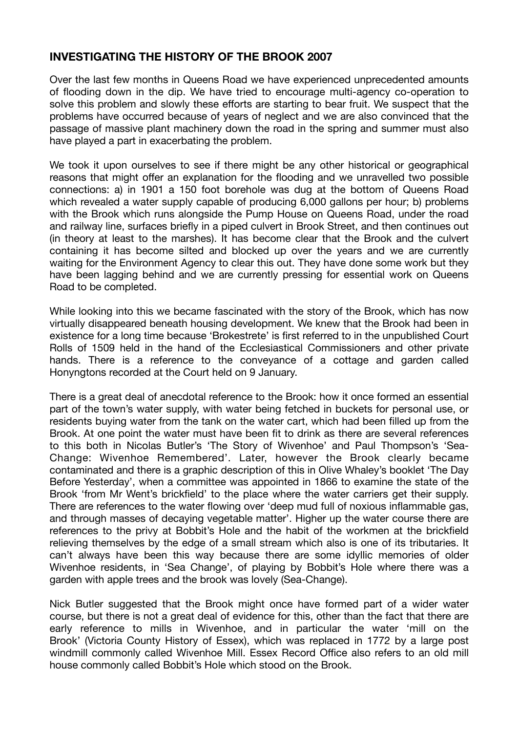## INVESTIGATING THE HISTORY OF THE BROOK 2007

Over the last few months in Queens Road we have experienced unprecedented amounts of flooding down in the dip. We have tried to encourage multi-agency co-operation to solve this problem and slowly these efforts are starting to bear fruit. We suspect that the problems have occurred because of years of neglect and we are also convinced that the passage of massive plant machinery down the road in the spring and summer must also have played a part in exacerbating the problem.

We took it upon ourselves to see if there might be any other historical or geographical reasons that might offer an explanation for the flooding and we unravelled two possible connections: a) in 1901 a 150 foot borehole was dug at the bottom of Queens Road which revealed a water supply capable of producing 6,000 gallons per hour; b) problems with the Brook which runs alongside the Pump House on Queens Road, under the road and railway line, surfaces briefly in a piped culvert in Brook Street, and then continues out (in theory at least to the marshes). It has become clear that the Brook and the culvert containing it has become silted and blocked up over the years and we are currently waiting for the Environment Agency to clear this out. They have done some work but they have been lagging behind and we are currently pressing for essential work on Queens Road to be completed.

While looking into this we became fascinated with the story of the Brook, which has now virtually disappeared beneath housing development. We knew that the Brook had been in existence for a long time because 'Brokestrete' is first referred to in the unpublished Court Rolls of 1509 held in the hand of the Ecclesiastical Commissioners and other private hands. There is a reference to the conveyance of a cottage and garden called Honyngtons recorded at the Court held on 9 January.

There is a great deal of anecdotal reference to the Brook: how it once formed an essential part of the town's water supply, with water being fetched in buckets for personal use, or residents buying water from the tank on the water cart, which had been filled up from the Brook. At one point the water must have been fit to drink as there are several references to this both in Nicolas Butler's 'The Story of Wivenhoe' and Paul Thompson's 'Sea-Change: Wivenhoe Remembered'. Later, however the Brook clearly became contaminated and there is a graphic description of this in Olive Whaley's booklet 'The Day Before Yesterday', when a committee was appointed in 1866 to examine the state of the Brook 'from Mr Went's brickfield' to the place where the water carriers get their supply. There are references to the water flowing over 'deep mud full of noxious inflammable gas, and through masses of decaying vegetable matter'. Higher up the water course there are references to the privy at Bobbit's Hole and the habit of the workmen at the brickfield relieving themselves by the edge of a small stream which also is one of its tributaries. It can't always have been this way because there are some idyllic memories of older Wivenhoe residents, in 'Sea Change', of playing by Bobbit's Hole where there was a garden with apple trees and the brook was lovely (Sea-Change).

Nick Butler suggested that the Brook might once have formed part of a wider water course, but there is not a great deal of evidence for this, other than the fact that there are early reference to mills in Wivenhoe, and in particular the water 'mill on the Brook' (Victoria County History of Essex), which was replaced in 1772 by a large post windmill commonly called Wivenhoe Mill. Essex Record Office also refers to an old mill house commonly called Bobbit's Hole which stood on the Brook.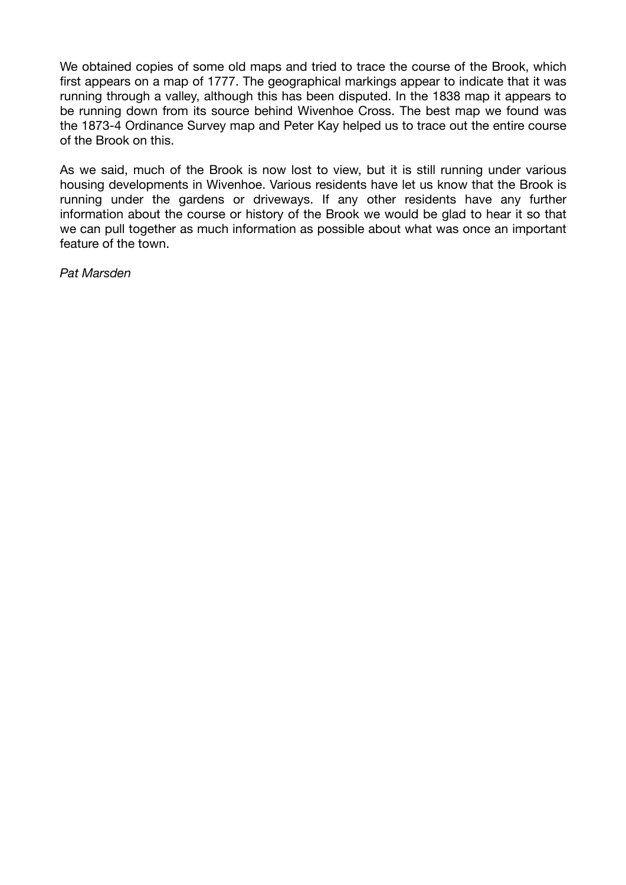We obtained copies of some old maps and tried to trace the course of the Brook, which first appears on a map of 1777. The geographical markings appear to indicate that it was running through a valley, although this has been disputed. In the 1838 map it appears to be running down from its source behind Wivenhoe Cross. The best map we found was the 1873-4 Ordinance Survey map and Peter Kay helped us to trace out the entire course of the Brook on this.

As we said, much of the Brook is now lost to view, but it is still running under various housing developments in Wivenhoe. Various residents have let us know that the Brook is running under the gardens or driveways. If any other residents have any further information about the course or history of the Brook we would be glad to hear it so that we can pull together as much information as possible about what was once an important feature of the town.

*Pat Marsden*